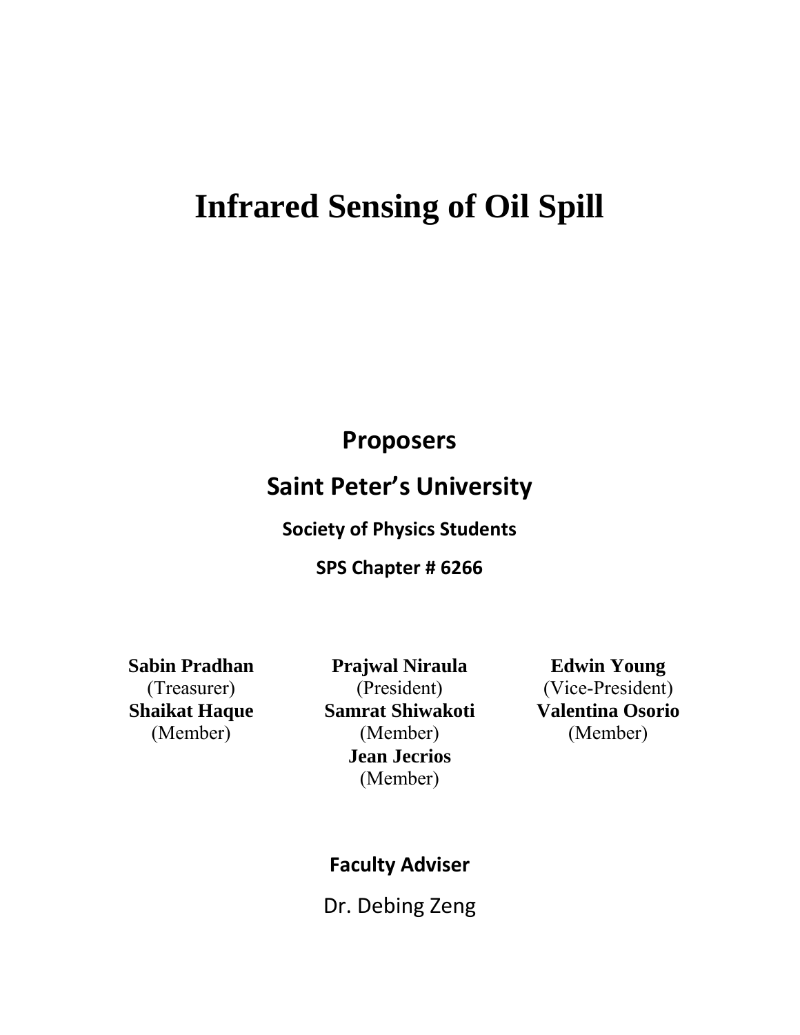# Infrared Sensing of Oil Spill

## Proposers

## Saint Peter's University

### Society of Physics Students

### SPS Chapter # 6266

**Sabin Pradhan**
(Treasurer)
**Shaikat Haque**
(Member)

**Prajwal Niraula**
(President)
**Samrat Shiwakoti**
(Member)
**Jean Jecrios**
(Member)

**Edwin Young**
(Vice-President)
**Valentina Osorio**
(Member)

### Faculty Adviser

Dr. Debing Zeng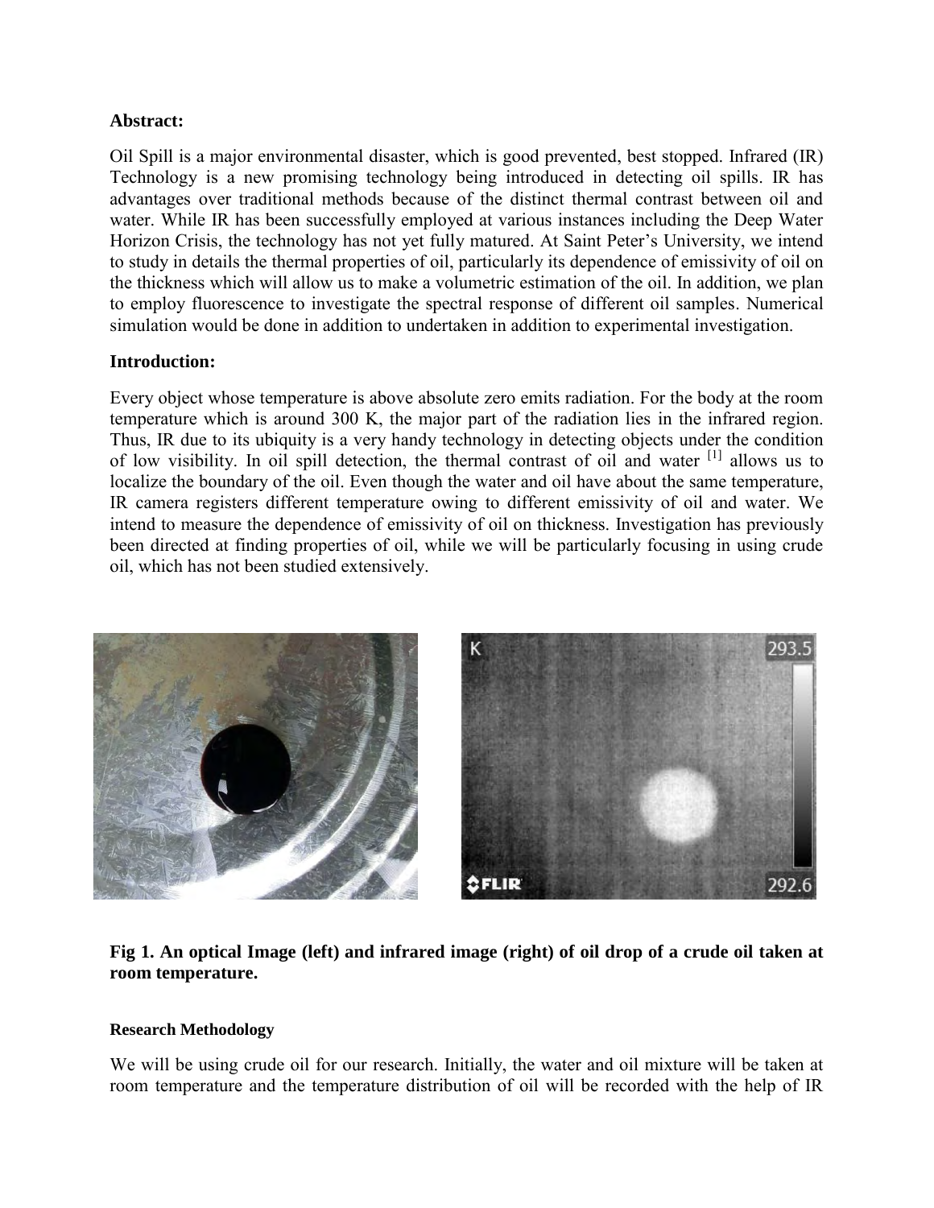**Abstract:**

Oil Spill is a major environmental disaster, which is good prevented, best stopped. Infrared (IR) Technology is a new promising technology being introduced in detecting oil spills. IR has advantages over traditional methods because of the distinct thermal contrast between oil and water. While IR has been successfully employed at various instances including the Deep Water Horizon Crisis, the technology has not yet fully matured. At Saint Peter's University, we intend to study in details the thermal properties of oil, particularly its dependence of emissivity of oil on the thickness which will allow us to make a volumetric estimation of the oil. In addition, we plan to employ fluorescence to investigate the spectral response of different oil samples. Numerical simulation would be done in addition to undertaken in addition to experimental investigation.

**Introduction:**

Every object whose temperature is above absolute zero emits radiation. For the body at the room temperature which is around 300 K, the major part of the radiation lies in the infrared region. Thus, IR due to its ubiquity is a very handy technology in detecting objects under the condition of low visibility. In oil spill detection, the thermal contrast of oil and water [1] allows us to localize the boundary of the oil. Even though the water and oil have about the same temperature, IR camera registers different temperature owing to different emissivity of oil and water. We intend to measure the dependence of emissivity of oil on thickness. Investigation has previously been directed at finding properties of oil, while we will be particularly focusing in using crude oil, which has not been studied extensively.

**Fig 1. An optical Image (left) and infrared image (right) of oil drop of a crude oil taken at room temperature.**

**Research Methodology**

We will be using crude oil for our research. Initially, the water and oil mixture will be taken at room temperature and the temperature distribution of oil will be recorded with the help of IR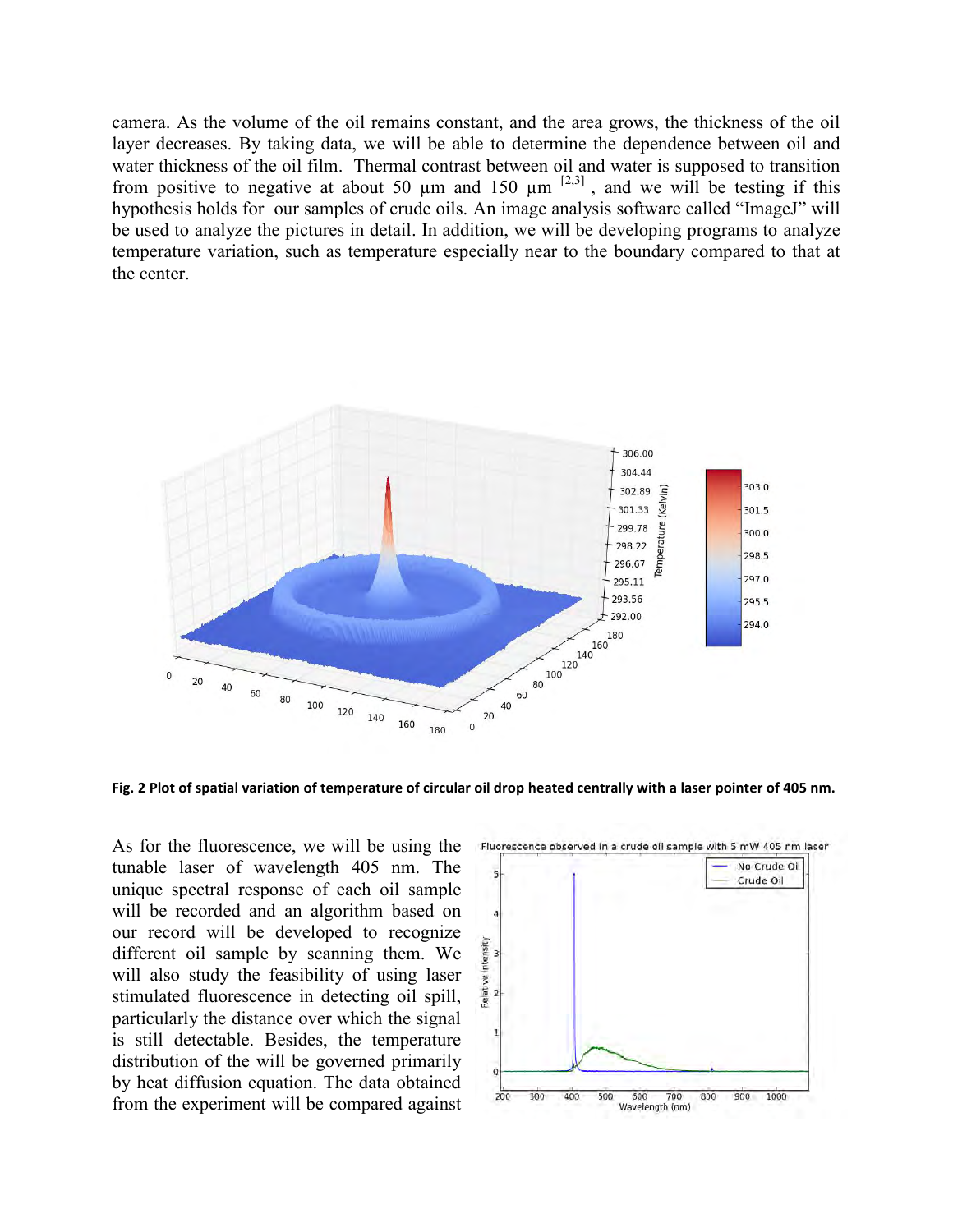camera. As the volume of the oil remains constant, and the area grows, the thickness of the oil layer decreases. By taking data, we will be able to determine the dependence between oil and water thickness of the oil film. Thermal contrast between oil and water is supposed to transition from positive to negative at about 50 µm and 150 µm [2,3], and we will be testing if this hypothesis holds for our samples of crude oils. An image analysis software called "ImageJ" will be used to analyze the pictures in detail. In addition, we will be developing programs to analyze temperature variation, such as temperature especially near to the boundary compared to that at the center.

**Fig. 2 Plot of spatial variation of temperature of circular oil drop heated centrally with a laser pointer of 405 nm.**

As for the fluorescence, we will be using the tunable laser of wavelength 405 nm. The unique spectral response of each oil sample will be recorded and an algorithm based on our record will be developed to recognize different oil sample by scanning them. We will also study the feasibility of using laser stimulated fluorescence in detecting oil spill, particularly the distance over which the signal is still detectable. Besides, the temperature distribution of the will be governed primarily by heat diffusion equation. The data obtained from the experiment will be compared against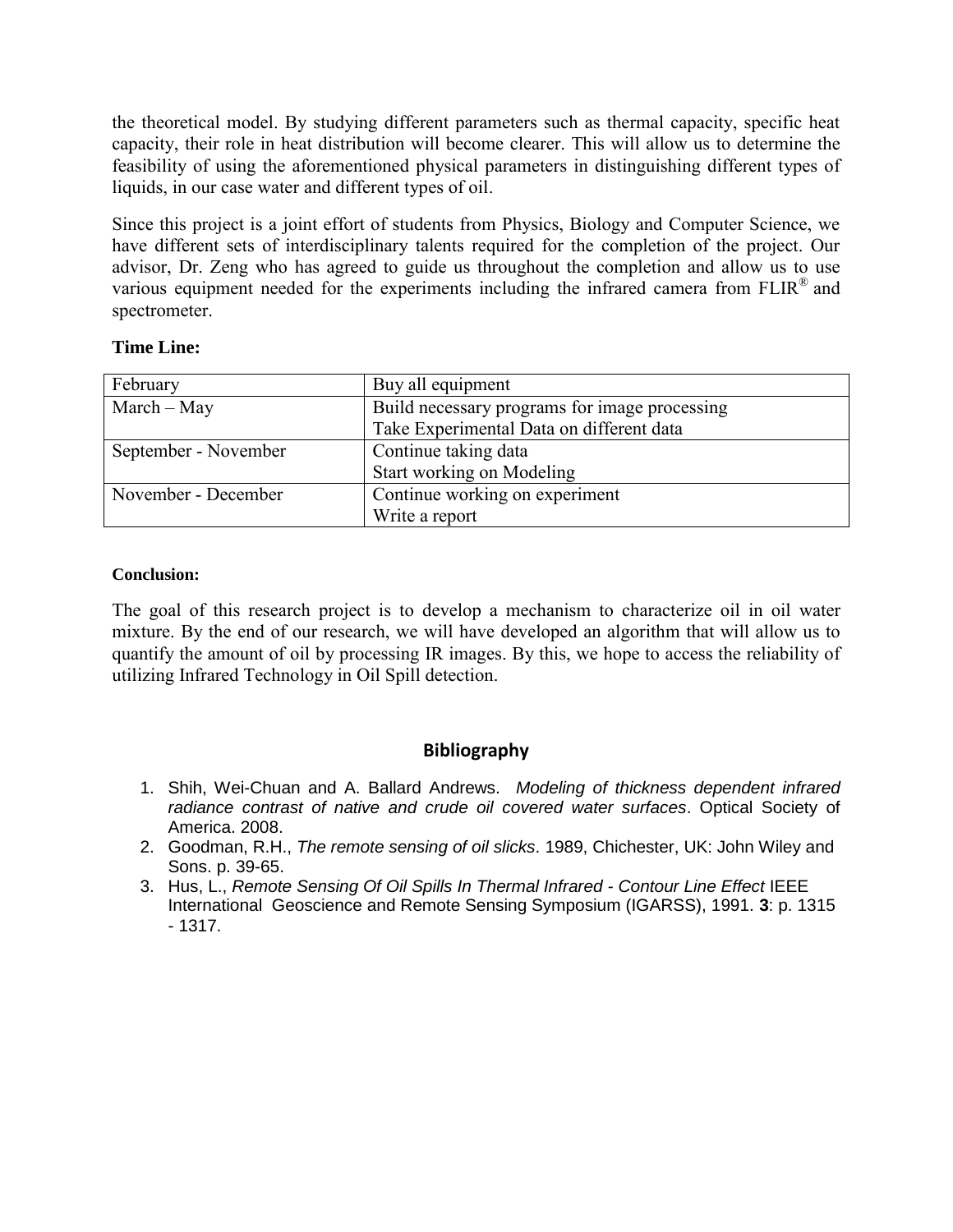the theoretical model. By studying different parameters such as thermal capacity, specific heat capacity, their role in heat distribution will become clearer. This will allow us to determine the feasibility of using the aforementioned physical parameters in distinguishing different types of liquids, in our case water and different types of oil.

Since this project is a joint effort of students from Physics, Biology and Computer Science, we have different sets of interdisciplinary talents required for the completion of the project. Our advisor, Dr. Zeng who has agreed to guide us throughout the completion and allow us to use various equipment needed for the experiments including the infrared camera from FLIR® and spectrometer.

**Time Line:**

| | |
|---|---|
| February | Buy all equipment |
| March – May | Build necessary programs for image processing<br>Take Experimental Data on different data |
| September - November | Continue taking data<br>Start working on Modeling |
| November - December | Continue working on experiment<br>Write a report |

**Conclusion:**

The goal of this research project is to develop a mechanism to characterize oil in oil water mixture. By the end of our research, we will have developed an algorithm that will allow us to quantify the amount of oil by processing IR images. By this, we hope to access the reliability of utilizing Infrared Technology in Oil Spill detection.

## Bibliography

1. Shih, Wei-Chuan and A. Ballard Andrews. *Modeling of thickness dependent infrared radiance contrast of native and crude oil covered water surfaces*. Optical Society of America. 2008.
2. Goodman, R.H., *The remote sensing of oil slicks*. 1989, Chichester, UK: John Wiley and Sons. p. 39-65.
3. Hus, L., *Remote Sensing Of Oil Spills In Thermal Infrared - Contour Line Effect* IEEE International Geoscience and Remote Sensing Symposium (IGARSS), 1991. **3**: p. 1315 - 1317.